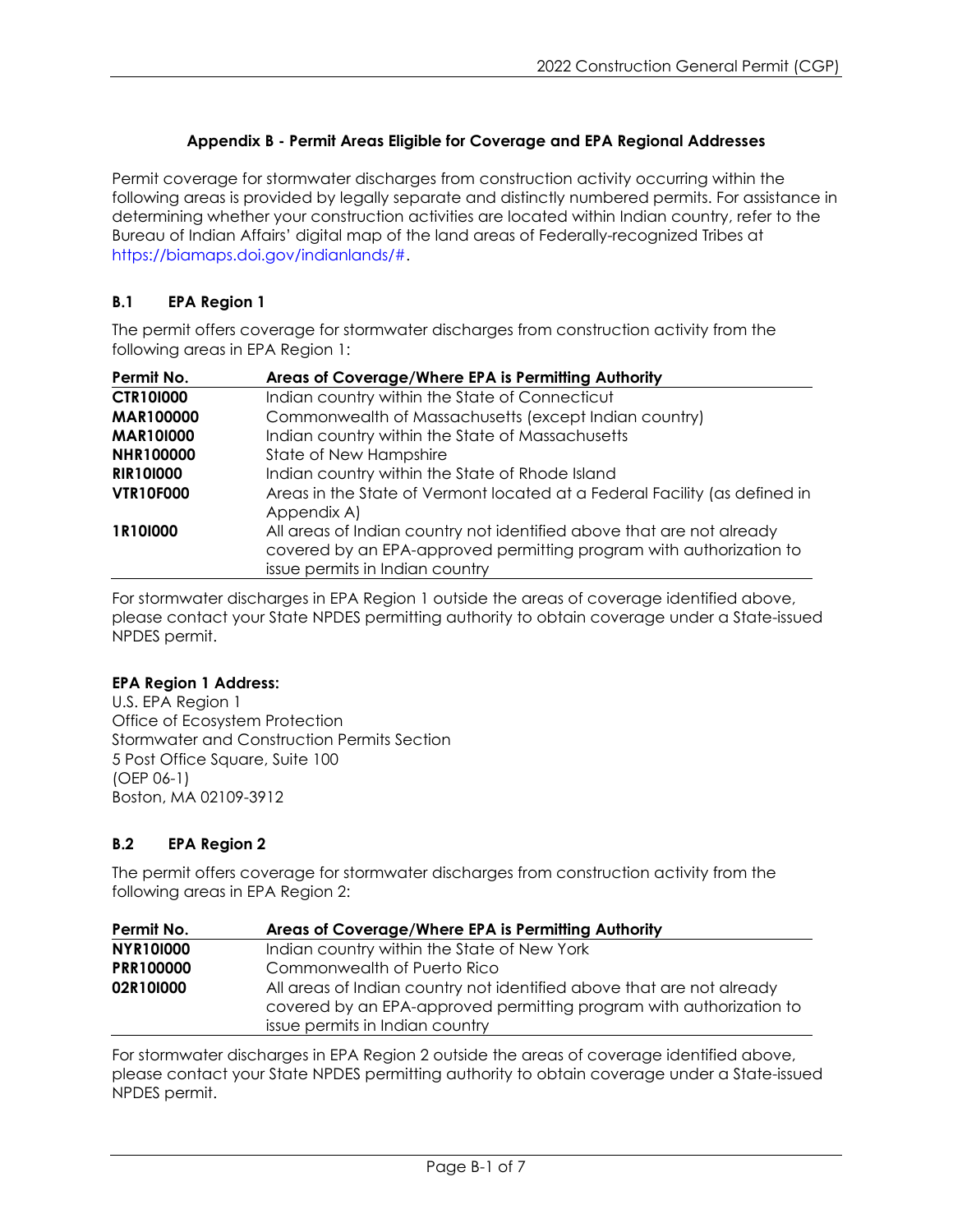## Appendix B - Permit Areas Eligible for Coverage and EPA Regional Addresses

Permit coverage for stormwater discharges from construction activity occurring within the following areas is provided by legally separate and distinctly numbered permits. For assistance in determining whether your construction activities are located within Indian country, refer to the Bureau of Indian Affairs' digital map of the land areas of Federally-recognized Tribes at https://biamaps.doi.gov/indianlands/#.

### B.1 EPA Region 1

The permit offers coverage for stormwater discharges from construction activity from the following areas in EPA Region 1:

| Permit No. | Areas of Coverage/Where EPA is Permitting Authority |
|---|---|
| **CTR10I000** | Indian country within the State of Connecticut |
| **MAR100000** | Commonwealth of Massachusetts (except Indian country) |
| **MAR10I000** | Indian country within the State of Massachusetts |
| **NHR100000** | State of New Hampshire |
| **RIR10I000** | Indian country within the State of Rhode Island |
| **VTR10F000** | Areas in the State of Vermont located at a Federal Facility (as defined in Appendix A) |
| **1R10I000** | All areas of Indian country not identified above that are not already covered by an EPA-approved permitting program with authorization to issue permits in Indian country |

For stormwater discharges in EPA Region 1 outside the areas of coverage identified above, please contact your State NPDES permitting authority to obtain coverage under a State-issued NPDES permit.

**EPA Region 1 Address:**
U.S. EPA Region 1
Office of Ecosystem Protection
Stormwater and Construction Permits Section
5 Post Office Square, Suite 100
(OEP 06-1)
Boston, MA 02109-3912

### B.2 EPA Region 2

The permit offers coverage for stormwater discharges from construction activity from the following areas in EPA Region 2:

| Permit No. | Areas of Coverage/Where EPA is Permitting Authority |
|---|---|
| **NYR10I000** | Indian country within the State of New York |
| **PRR100000** | Commonwealth of Puerto Rico |
| **02R10I000** | All areas of Indian country not identified above that are not already covered by an EPA-approved permitting program with authorization to issue permits in Indian country |

For stormwater discharges in EPA Region 2 outside the areas of coverage identified above, please contact your State NPDES permitting authority to obtain coverage under a State-issued NPDES permit.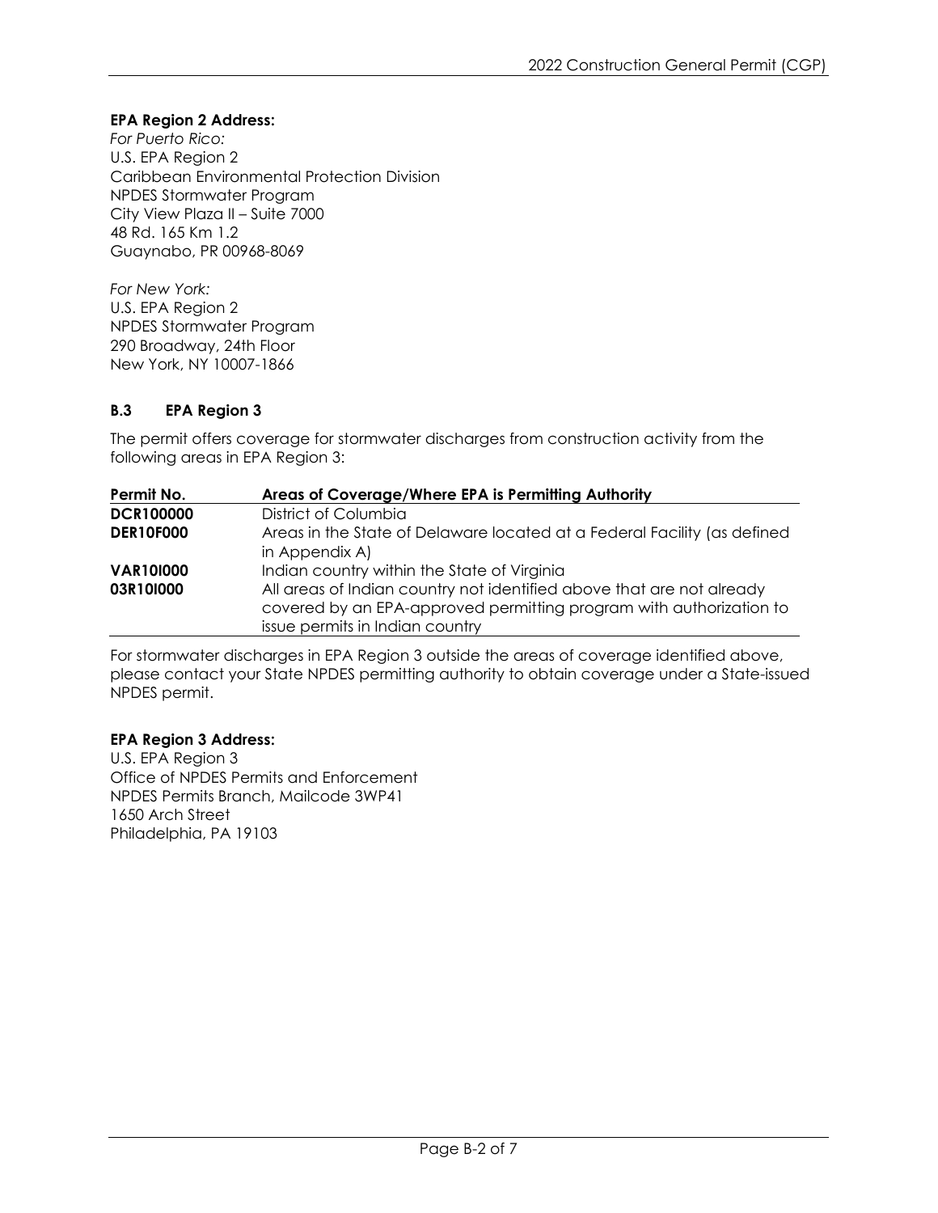**EPA Region 2 Address:**

*For Puerto Rico:*
U.S. EPA Region 2
Caribbean Environmental Protection Division
NPDES Stormwater Program
City View Plaza II – Suite 7000
48 Rd. 165 Km 1.2
Guaynabo, PR 00968-8069

*For New York:*
U.S. EPA Region 2
NPDES Stormwater Program
290 Broadway, 24th Floor
New York, NY 10007-1866

### B.3 EPA Region 3

The permit offers coverage for stormwater discharges from construction activity from the following areas in EPA Region 3:

| Permit No. | Areas of Coverage/Where EPA is Permitting Authority |
|---|---|
| **DCR100000** | District of Columbia |
| **DER10F000** | Areas in the State of Delaware located at a Federal Facility (as defined in Appendix A) |
| **VAR10I000** | Indian country within the State of Virginia |
| **03R10I000** | All areas of Indian country not identified above that are not already covered by an EPA-approved permitting program with authorization to issue permits in Indian country |

For stormwater discharges in EPA Region 3 outside the areas of coverage identified above, please contact your State NPDES permitting authority to obtain coverage under a State-issued NPDES permit.

**EPA Region 3 Address:**

U.S. EPA Region 3
Office of NPDES Permits and Enforcement
NPDES Permits Branch, Mailcode 3WP41
1650 Arch Street
Philadelphia, PA 19103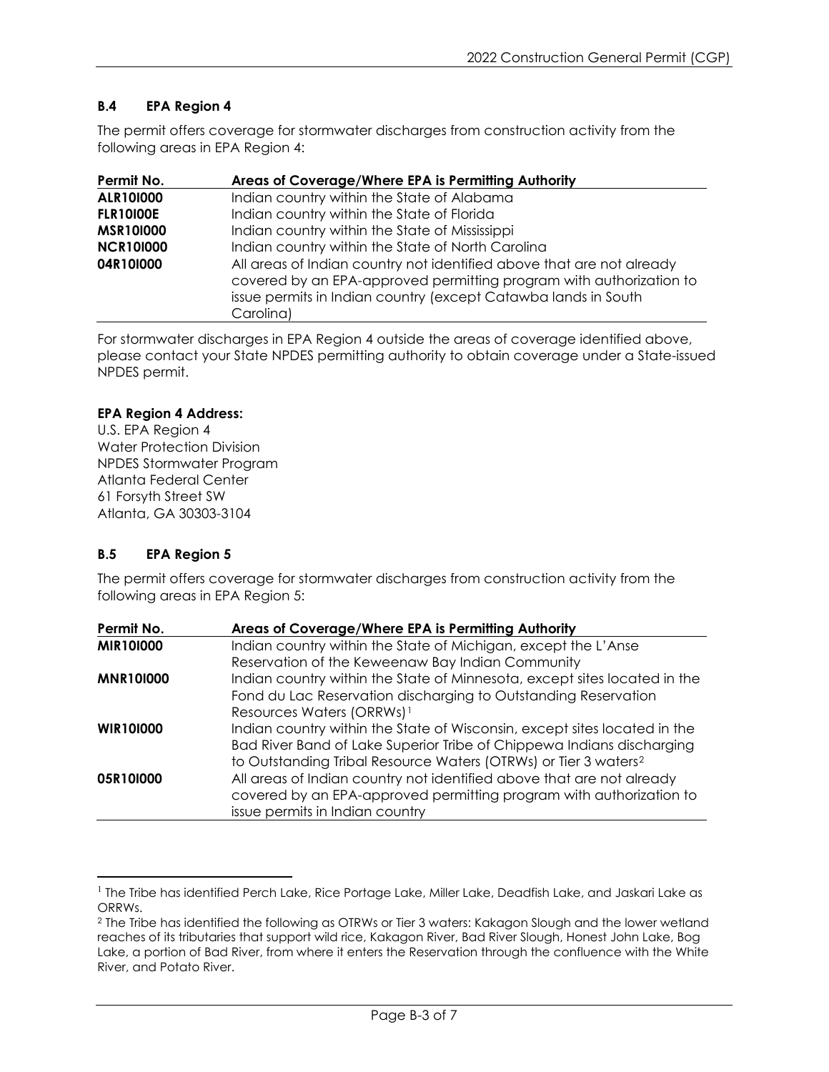### B.4 EPA Region 4

The permit offers coverage for stormwater discharges from construction activity from the following areas in EPA Region 4:

| Permit No. | Areas of Coverage/Where EPA is Permitting Authority |
| --- | --- |
| **ALR10I000** | Indian country within the State of Alabama |
| **FLR10I00E** | Indian country within the State of Florida |
| **MSR10I000** | Indian country within the State of Mississippi |
| **NCR10I000** | Indian country within the State of North Carolina |
| **04R10I000** | All areas of Indian country not identified above that are not already covered by an EPA-approved permitting program with authorization to issue permits in Indian country (except Catawba lands in South Carolina) |

For stormwater discharges in EPA Region 4 outside the areas of coverage identified above, please contact your State NPDES permitting authority to obtain coverage under a State-issued NPDES permit.

**EPA Region 4 Address:**
U.S. EPA Region 4
Water Protection Division
NPDES Stormwater Program
Atlanta Federal Center
61 Forsyth Street SW
Atlanta, GA 30303-3104

### B.5 EPA Region 5

The permit offers coverage for stormwater discharges from construction activity from the following areas in EPA Region 5:

| Permit No. | Areas of Coverage/Where EPA is Permitting Authority |
| --- | --- |
| **MIR10I000** | Indian country within the State of Michigan, except the L'Anse Reservation of the Keweenaw Bay Indian Community |
| **MNR10I000** | Indian country within the State of Minnesota, except sites located in the Fond du Lac Reservation discharging to Outstanding Reservation Resources Waters (ORRWs)[1] |
| **WIR10I000** | Indian country within the State of Wisconsin, except sites located in the Bad River Band of Lake Superior Tribe of Chippewa Indians discharging to Outstanding Tribal Resource Waters (OTRWs) or Tier 3 waters[2] |
| **05R10I000** | All areas of Indian country not identified above that are not already covered by an EPA-approved permitting program with authorization to issue permits in Indian country |

[1] The Tribe has identified Perch Lake, Rice Portage Lake, Miller Lake, Deadfish Lake, and Jaskari Lake as ORRWs.

[2] The Tribe has identified the following as OTRWs or Tier 3 waters: Kakagon Slough and the lower wetland reaches of its tributaries that support wild rice, Kakagon River, Bad River Slough, Honest John Lake, Bog Lake, a portion of Bad River, from where it enters the Reservation through the confluence with the White River, and Potato River.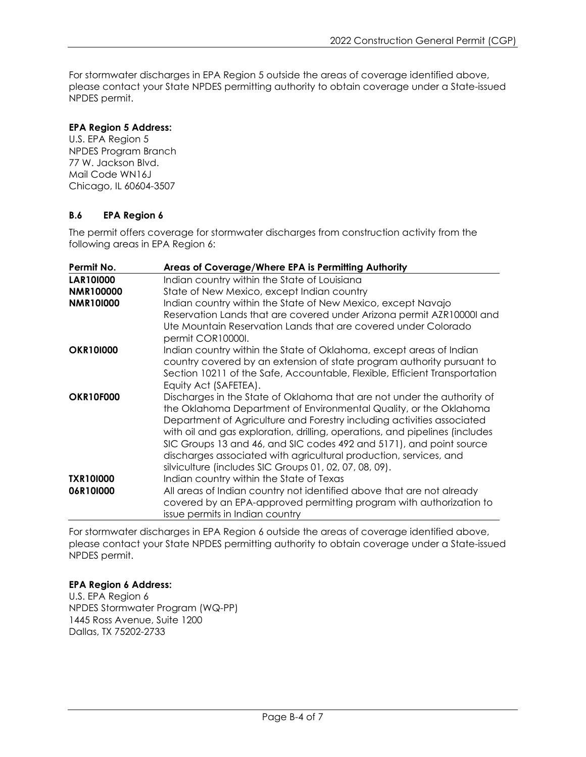For stormwater discharges in EPA Region 5 outside the areas of coverage identified above, please contact your State NPDES permitting authority to obtain coverage under a State-issued NPDES permit.

**EPA Region 5 Address:**
U.S. EPA Region 5
NPDES Program Branch
77 W. Jackson Blvd.
Mail Code WN16J
Chicago, IL 60604-3507

### B.6 EPA Region 6

The permit offers coverage for stormwater discharges from construction activity from the following areas in EPA Region 6:

| Permit No. | Areas of Coverage/Where EPA is Permitting Authority |
|---|---|
| **LAR10I000** | Indian country within the State of Louisiana |
| **NMR100000** | State of New Mexico, except Indian country |
| **NMR10I000** | Indian country within the State of New Mexico, except Navajo Reservation Lands that are covered under Arizona permit AZR10000I and Ute Mountain Reservation Lands that are covered under Colorado permit COR10000I. |
| **OKR10I000** | Indian country within the State of Oklahoma, except areas of Indian country covered by an extension of state program authority pursuant to Section 10211 of the Safe, Accountable, Flexible, Efficient Transportation Equity Act (SAFETEA). |
| **OKR10F000** | Discharges in the State of Oklahoma that are not under the authority of the Oklahoma Department of Environmental Quality, or the Oklahoma Department of Agriculture and Forestry including activities associated with oil and gas exploration, drilling, operations, and pipelines (includes SIC Groups 13 and 46, and SIC codes 492 and 5171), and point source discharges associated with agricultural production, services, and silviculture (includes SIC Groups 01, 02, 07, 08, 09). |
| **TXR10I000** | Indian country within the State of Texas |
| **06R10I000** | All areas of Indian country not identified above that are not already covered by an EPA-approved permitting program with authorization to issue permits in Indian country |

For stormwater discharges in EPA Region 6 outside the areas of coverage identified above, please contact your State NPDES permitting authority to obtain coverage under a State-issued NPDES permit.

**EPA Region 6 Address:**
U.S. EPA Region 6
NPDES Stormwater Program (WQ-PP)
1445 Ross Avenue, Suite 1200
Dallas, TX 75202-2733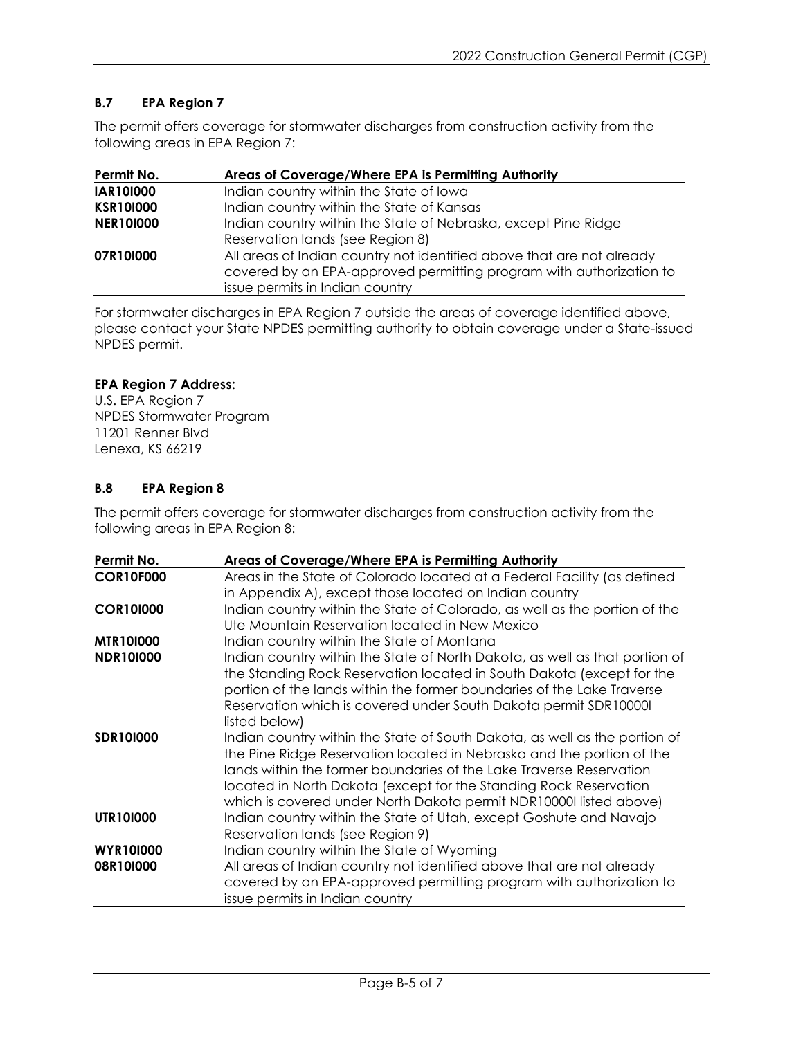### B.7 EPA Region 7

The permit offers coverage for stormwater discharges from construction activity from the following areas in EPA Region 7:

| Permit No. | Areas of Coverage/Where EPA is Permitting Authority |
|---|---|
| **IAR10I000** | Indian country within the State of Iowa |
| **KSR10I000** | Indian country within the State of Kansas |
| **NER10I000** | Indian country within the State of Nebraska, except Pine Ridge Reservation lands (see Region 8) |
| **07R10I000** | All areas of Indian country not identified above that are not already covered by an EPA-approved permitting program with authorization to issue permits in Indian country |

For stormwater discharges in EPA Region 7 outside the areas of coverage identified above, please contact your State NPDES permitting authority to obtain coverage under a State-issued NPDES permit.

**EPA Region 7 Address:**
U.S. EPA Region 7
NPDES Stormwater Program
11201 Renner Blvd
Lenexa, KS 66219

### B.8 EPA Region 8

The permit offers coverage for stormwater discharges from construction activity from the following areas in EPA Region 8:

| Permit No. | Areas of Coverage/Where EPA is Permitting Authority |
|---|---|
| **COR10F000** | Areas in the State of Colorado located at a Federal Facility (as defined in Appendix A), except those located on Indian country |
| **COR10I000** | Indian country within the State of Colorado, as well as the portion of the Ute Mountain Reservation located in New Mexico |
| **MTR10I000** | Indian country within the State of Montana |
| **NDR10I000** | Indian country within the State of North Dakota, as well as that portion of the Standing Rock Reservation located in South Dakota (except for the portion of the lands within the former boundaries of the Lake Traverse Reservation which is covered under South Dakota permit SDR10000I listed below) |
| **SDR10I000** | Indian country within the State of South Dakota, as well as the portion of the Pine Ridge Reservation located in Nebraska and the portion of the lands within the former boundaries of the Lake Traverse Reservation located in North Dakota (except for the Standing Rock Reservation which is covered under North Dakota permit NDR10000I listed above) |
| **UTR10I000** | Indian country within the State of Utah, except Goshute and Navajo Reservation lands (see Region 9) |
| **WYR10I000** | Indian country within the State of Wyoming |
| **08R10I000** | All areas of Indian country not identified above that are not already covered by an EPA-approved permitting program with authorization to issue permits in Indian country |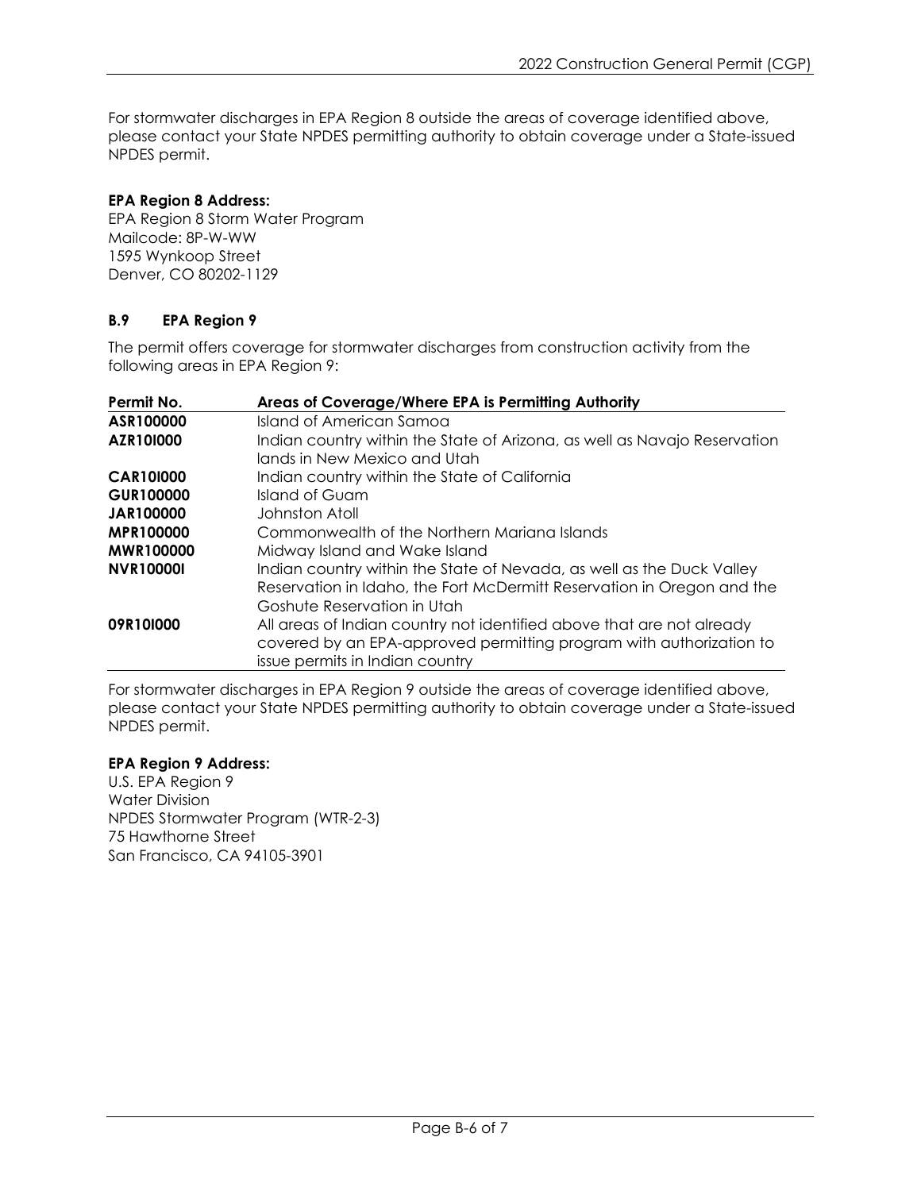For stormwater discharges in EPA Region 8 outside the areas of coverage identified above, please contact your State NPDES permitting authority to obtain coverage under a State-issued NPDES permit.

**EPA Region 8 Address:**
EPA Region 8 Storm Water Program
Mailcode: 8P-W-WW
1595 Wynkoop Street
Denver, CO 80202-1129

### B.9 EPA Region 9

The permit offers coverage for stormwater discharges from construction activity from the following areas in EPA Region 9:

| Permit No. | Areas of Coverage/Where EPA is Permitting Authority |
|---|---|
| **ASR100000** | Island of American Samoa |
| **AZR10I000** | Indian country within the State of Arizona, as well as Navajo Reservation lands in New Mexico and Utah |
| **CAR10I000** | Indian country within the State of California |
| **GUR100000** | Island of Guam |
| **JAR100000** | Johnston Atoll |
| **MPR100000** | Commonwealth of the Northern Mariana Islands |
| **MWR100000** | Midway Island and Wake Island |
| **NVR10000I** | Indian country within the State of Nevada, as well as the Duck Valley Reservation in Idaho, the Fort McDermitt Reservation in Oregon and the Goshute Reservation in Utah |
| **09R10I000** | All areas of Indian country not identified above that are not already covered by an EPA-approved permitting program with authorization to issue permits in Indian country |

For stormwater discharges in EPA Region 9 outside the areas of coverage identified above, please contact your State NPDES permitting authority to obtain coverage under a State-issued NPDES permit.

**EPA Region 9 Address:**
U.S. EPA Region 9
Water Division
NPDES Stormwater Program (WTR-2-3)
75 Hawthorne Street
San Francisco, CA 94105-3901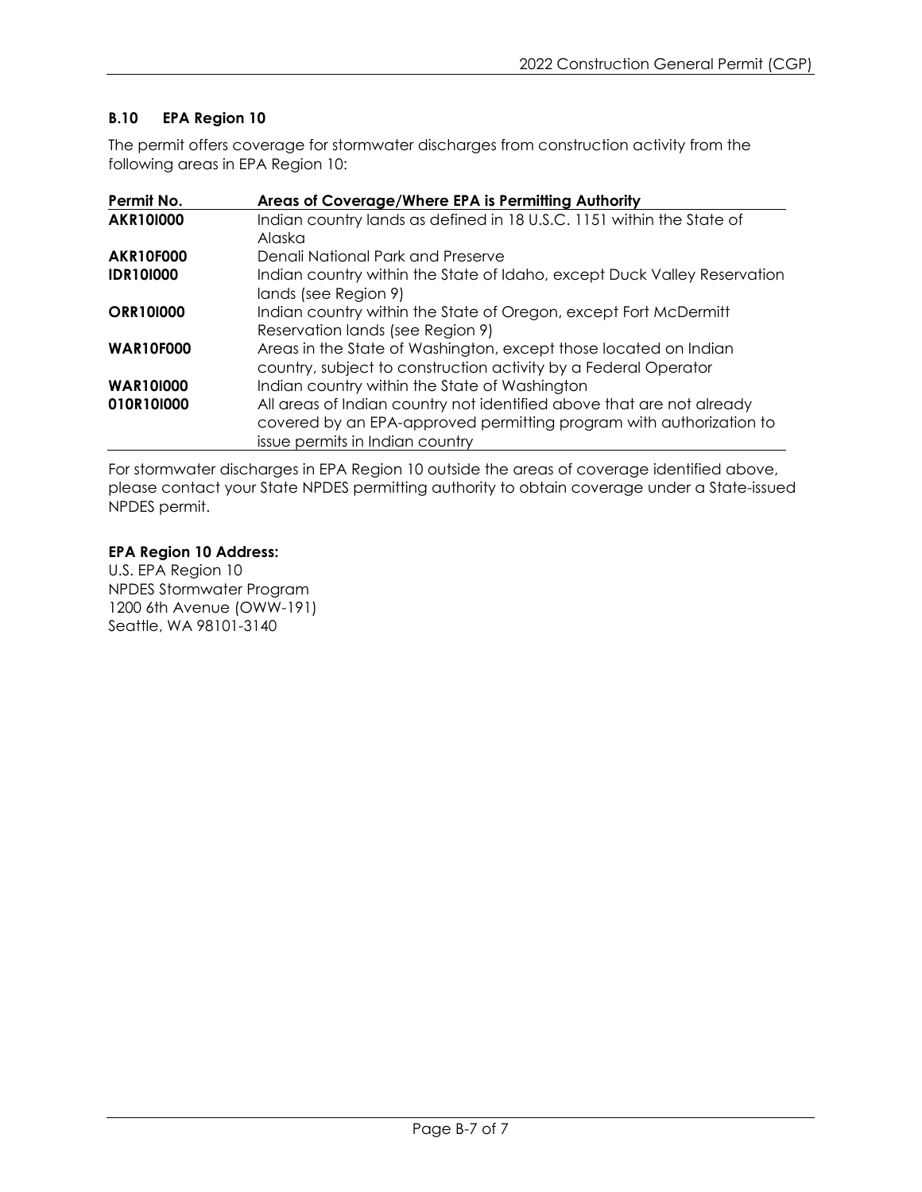### B.10 EPA Region 10

The permit offers coverage for stormwater discharges from construction activity from the following areas in EPA Region 10:

| Permit No. | Areas of Coverage/Where EPA is Permitting Authority |
|---|---|
| **AKR10I000** | Indian country lands as defined in 18 U.S.C. 1151 within the State of Alaska |
| **AKR10F000** | Denali National Park and Preserve |
| **IDR10I000** | Indian country within the State of Idaho, except Duck Valley Reservation lands (see Region 9) |
| **ORR10I000** | Indian country within the State of Oregon, except Fort McDermitt Reservation lands (see Region 9) |
| **WAR10F000** | Areas in the State of Washington, except those located on Indian country, subject to construction activity by a Federal Operator |
| **WAR10I000** | Indian country within the State of Washington |
| **010R10I000** | All areas of Indian country not identified above that are not already covered by an EPA-approved permitting program with authorization to issue permits in Indian country |

For stormwater discharges in EPA Region 10 outside the areas of coverage identified above, please contact your State NPDES permitting authority to obtain coverage under a State-issued NPDES permit.

**EPA Region 10 Address:**
U.S. EPA Region 10
NPDES Stormwater Program
1200 6th Avenue (OWW-191)
Seattle, WA 98101-3140